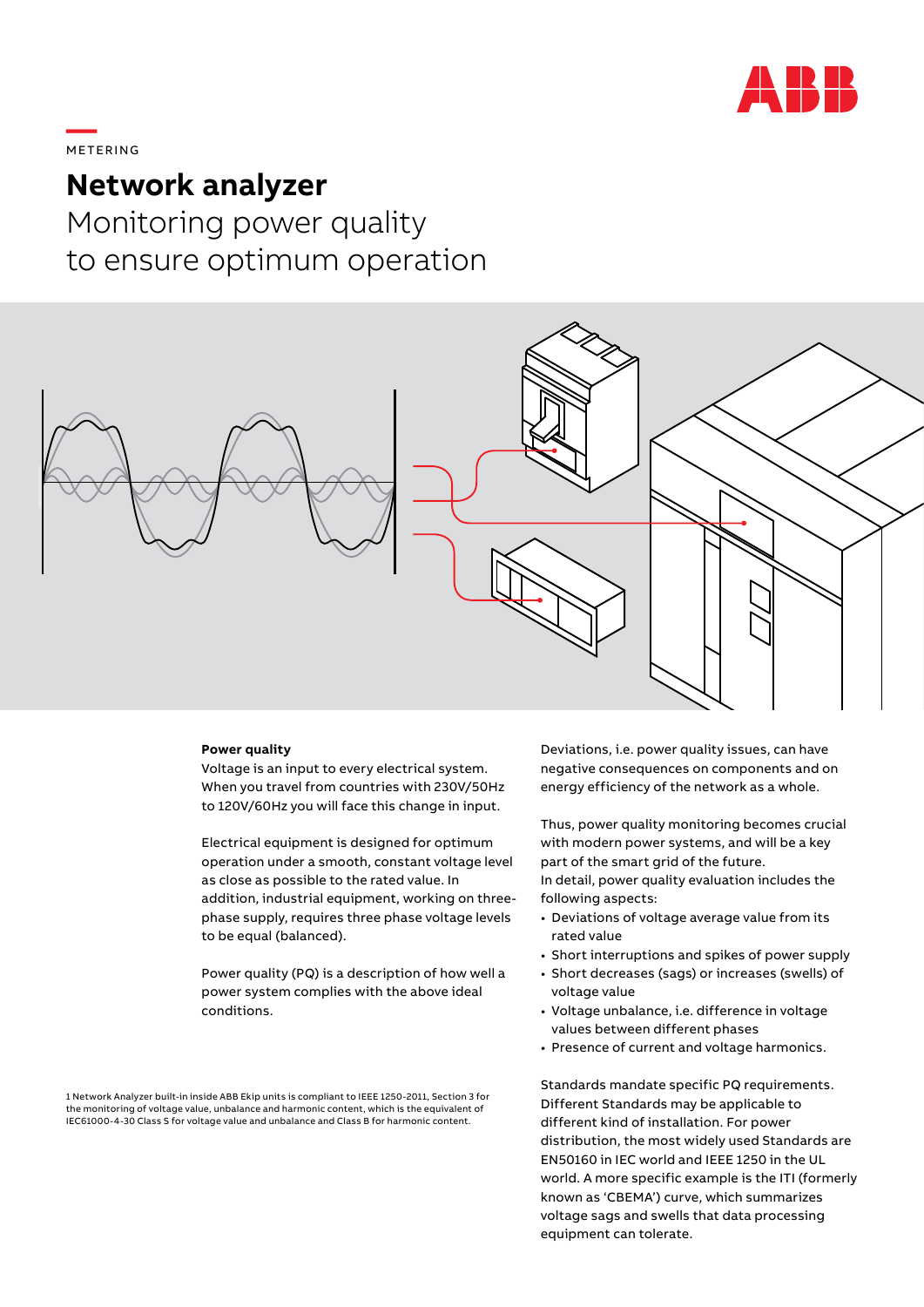METERING

# Network analyzer

## Monitoring power quality to ensure optimum operation

**Power quality**

Voltage is an input to every electrical system. When you travel from countries with 230V/50Hz to 120V/60Hz you will face this change in input.

Electrical equipment is designed for optimum operation under a smooth, constant voltage level as close as possible to the rated value. In addition, industrial equipment, working on three-phase supply, requires three phase voltage levels to be equal (balanced).

Power quality (PQ) is a description of how well a power system complies with the above ideal conditions.

Deviations, i.e. power quality issues, can have negative consequences on components and on energy efficiency of the network as a whole.

Thus, power quality monitoring becomes crucial with modern power systems, and will be a key part of the smart grid of the future.
In detail, power quality evaluation includes the following aspects:

- Deviations of voltage average value from its rated value
- Short interruptions and spikes of power supply
- Short decreases (sags) or increases (swells) of voltage value
- Voltage unbalance, i.e. difference in voltage values between different phases
- Presence of current and voltage harmonics.

Standards mandate specific PQ requirements. Different Standards may be applicable to different kind of installation. For power distribution, the most widely used Standards are EN50160 in IEC world and IEEE 1250 in the UL world. A more specific example is the ITI (formerly known as 'CBEMA') curve, which summarizes voltage sags and swells that data processing equipment can tolerate.

1 Network Analyzer built-in inside ABB Ekip units is compliant to IEEE 1250-2011, Section 3 for the monitoring of voltage value, unbalance and harmonic content, which is the equivalent of IEC61000-4-30 Class S for voltage value and unbalance and Class B for harmonic content.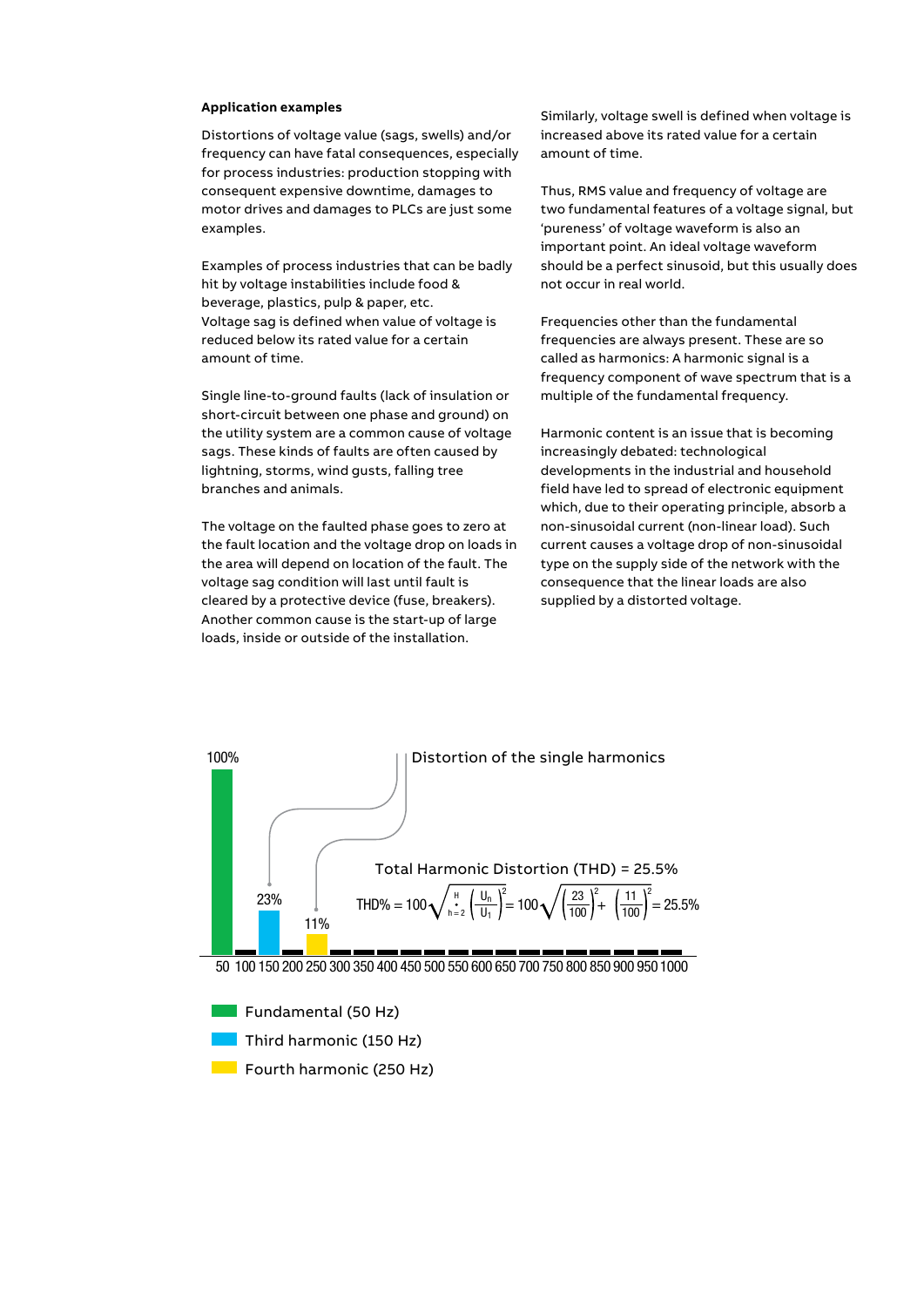### Application examples

Distortions of voltage value (sags, swells) and/or frequency can have fatal consequences, especially for process industries: production stopping with consequent expensive downtime, damages to motor drives and damages to PLCs are just some examples.

Examples of process industries that can be badly hit by voltage instabilities include food & beverage, plastics, pulp & paper, etc.
Voltage sag is defined when value of voltage is reduced below its rated value for a certain amount of time.

Single line-to-ground faults (lack of insulation or short-circuit between one phase and ground) on the utility system are a common cause of voltage sags. These kinds of faults are often caused by lightning, storms, wind gusts, falling tree branches and animals.

The voltage on the faulted phase goes to zero at the fault location and the voltage drop on loads in the area will depend on location of the fault. The voltage sag condition will last until fault is cleared by a protective device (fuse, breakers). Another common cause is the start-up of large loads, inside or outside of the installation.

Similarly, voltage swell is defined when voltage is increased above its rated value for a certain amount of time.

Thus, RMS value and frequency of voltage are two fundamental features of a voltage signal, but 'pureness' of voltage waveform is also an important point. An ideal voltage waveform should be a perfect sinusoid, but this usually does not occur in real world.

Frequencies other than the fundamental frequencies are always present. These are so called as harmonics: A harmonic signal is a frequency component of wave spectrum that is a multiple of the fundamental frequency.

Harmonic content is an issue that is becoming increasingly debated: technological developments in the industrial and household field have led to spread of electronic equipment which, due to their operating principle, absorb a non-sinusoidal current (non-linear load). Such current causes a voltage drop of non-sinusoidal type on the supply side of the network with the consequence that the linear loads are also supplied by a distorted voltage.

100%

Distortion of the single harmonics

23%

11%

Total Harmonic Distortion (THD) = 25.5%

$$THD\% = 100\sqrt{\sum_{h=2}^{H}\left(\frac{U_h}{U_1}\right)^2} = 100\sqrt{\left(\frac{23}{100}\right)^2 + \left(\frac{11}{100}\right)^2} = 25.5\%$$

50 100 150 200 250 300 350 400 450 500 550 600 650 700 750 800 850 900 950 1000

- Fundamental (50 Hz)
- Third harmonic (150 Hz)
- Fourth harmonic (250 Hz)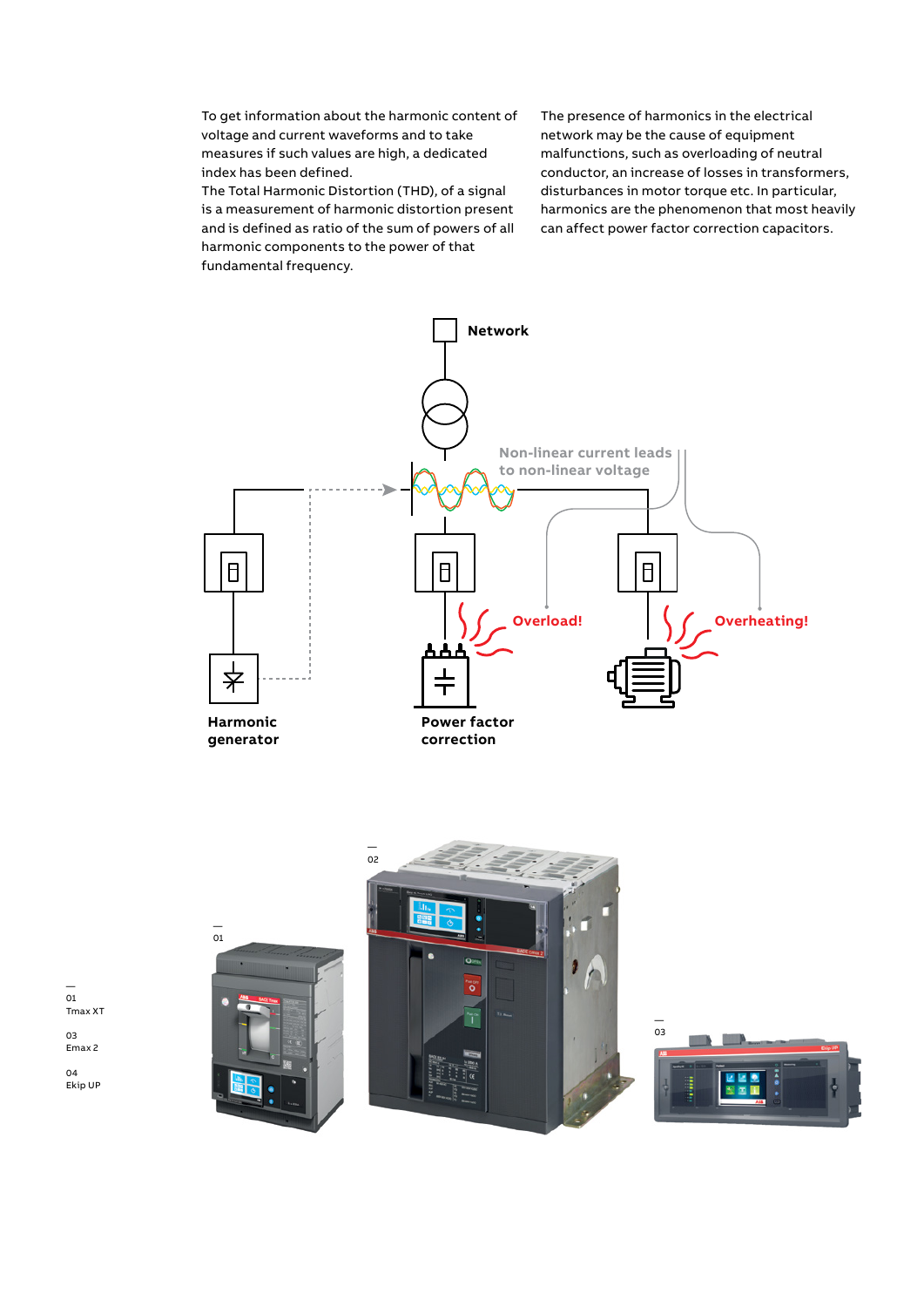To get information about the harmonic content of voltage and current waveforms and to take measures if such values are high, a dedicated index has been defined.

The Total Harmonic Distortion (THD), of a signal is a measurement of harmonic distortion present and is defined as ratio of the sum of powers of all harmonic components to the power of that fundamental frequency.

The presence of harmonics in the electrical network may be the cause of equipment malfunctions, such as overloading of neutral conductor, an increase of losses in transformers, disturbances in motor torque etc. In particular, harmonics are the phenomenon that most heavily can affect power factor correction capacitors.

Network

Non-linear current leads to non-linear voltage

Overload!

Overheating!

Harmonic generator

Power factor correction

—
01
Tmax XT

03
Emax 2

04
Ekip UP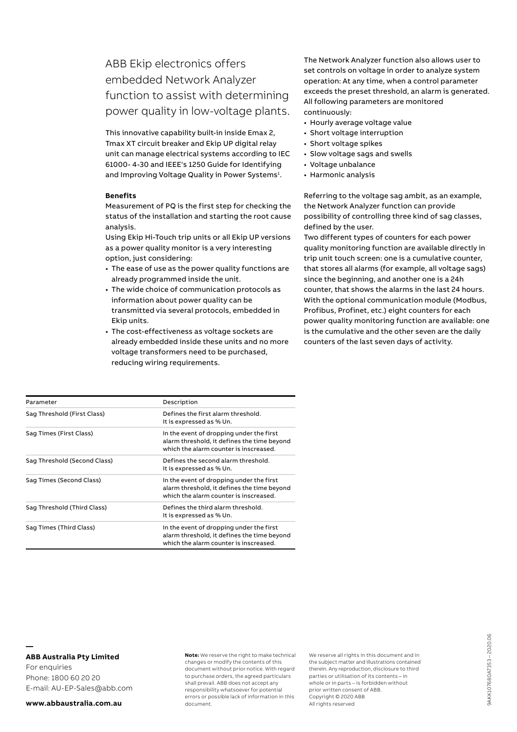## ABB Ekip electronics offers embedded Network Analyzer function to assist with determining power quality in low-voltage plants.

This innovative capability built-in inside Emax 2, Tmax XT circuit breaker and Ekip UP digital relay unit can manage electrical systems according to IEC 61000- 4-30 and IEEE's 1250 Guide for Identifying and Improving Voltage Quality in Power Systems[1].

**Benefits**

Measurement of PQ is the first step for checking the status of the installation and starting the root cause analysis.

Using Ekip Hi-Touch trip units or all Ekip UP versions as a power quality monitor is a very interesting option, just considering:

- The ease of use as the power quality functions are already programmed inside the unit.
- The wide choice of communication protocols as information about power quality can be transmitted via several protocols, embedded in Ekip units.
- The cost-effectiveness as voltage sockets are already embedded inside these units and no more voltage transformers need to be purchased, reducing wiring requirements.

The Network Analyzer function also allows user to set controls on voltage in order to analyze system operation: At any time, when a control parameter exceeds the preset threshold, an alarm is generated. All following parameters are monitored continuously:

- Hourly average voltage value
- Short voltage interruption
- Short voltage spikes
- Slow voltage sags and swells
- Voltage unbalance
- Harmonic analysis

Referring to the voltage sag ambit, as an example, the Network Analyzer function can provide possibility of controlling three kind of sag classes, defined by the user.

Two different types of counters for each power quality monitoring function are available directly in trip unit touch screen: one is a cumulative counter, that stores all alarms (for example, all voltage sags) since the beginning, and another one is a 24h counter, that shows the alarms in the last 24 hours. With the optional communication module (Modbus, Profibus, Profinet, etc.) eight counters for each power quality monitoring function are available: one is the cumulative and the other seven are the daily counters of the last seven days of activity.

| Parameter | Description |
| --- | --- |
| Sag Threshold (First Class) | Defines the first alarm threshold. It is expressed as % Un. |
| Sag Times (First Class) | In the event of dropping under the first alarm threshold, it defines the time beyond which the alarm counter is inscreased. |
| Sag Threshold (Second Class) | Defines the second alarm threshold. It is expressed as % Un. |
| Sag Times (Second Class) | In the event of dropping under the first alarm threshold, it defines the time beyond which the alarm counter is inscreased. |
| Sag Threshold (Third Class) | Defines the third alarm threshold. It is expressed as % Un. |
| Sag Times (Third Class) | In the event of dropping under the first alarm threshold, it defines the time beyond which the alarm counter is inscreased. |

**ABB Australia Pty Limited**
For enquiries
Phone: 1800 60 20 20
E-mail: AU-EP-Sales@abb.com

**www.abbaustralia.com.au**

**Note:** We reserve the right to make technical changes or modify the contents of this document without prior notice. With regard to purchase orders, the agreed particulars shall prevail. ABB does not accept any responsibility whatsoever for potential errors or possible lack of information in this document.

We reserve all rights in this document and in the subject matter and illustrations contained therein. Any reproduction, disclosure to third parties or utilisation of its contents – in whole or in parts – is forbidden without prior written consent of ABB.
Copyright © 2020 ABB
All rights reserved

9AKK107680A7353 – 2020.06